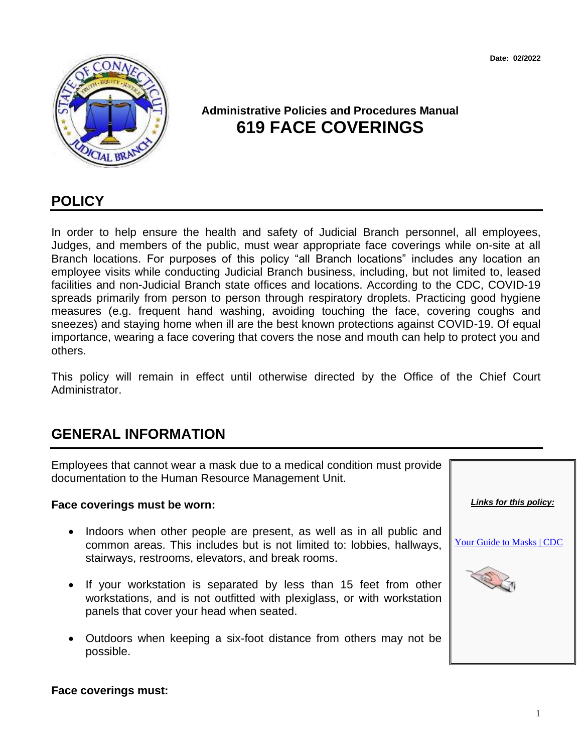Date: 02/2022

Administrative Policies and Procedures Manual

# 619 FACE COVERINGS

## POLICY

In order to help ensure the health and safety of Judicial Branch personnel, all employees, Judges, and members of the public, must wear appropriate face coverings while on-site at all Branch locations. For purposes of this policy "all Branch locations" includes any location an employee visits while conducting Judicial Branch business, including, but not limited to, leased facilities and non-Judicial Branch state offices and locations. According to the CDC, COVID-19 spreads primarily from person to person through respiratory droplets. Practicing good hygiene measures (e.g. frequent hand washing, avoiding touching the face, covering coughs and sneezes) and staying home when ill are the best known protections against COVID-19. Of equal importance, wearing a face covering that covers the nose and mouth can help to protect you and others.

This policy will remain in effect until otherwise directed by the Office of the Chief Court Administrator.

## GENERAL INFORMATION

Employees that cannot wear a mask due to a medical condition must provide documentation to the Human Resource Management Unit.

**Face coverings must be worn:**

- Indoors when other people are present, as well as in all public and common areas. This includes but is not limited to: lobbies, hallways, stairways, restrooms, elevators, and break rooms.
- If your workstation is separated by less than 15 feet from other workstations, and is not outfitted with plexiglass, or with workstation panels that cover your head when seated.
- Outdoors when keeping a six-foot distance from others may not be possible.

***Links for this policy:***

Your Guide to Masks | CDC

**Face coverings must:**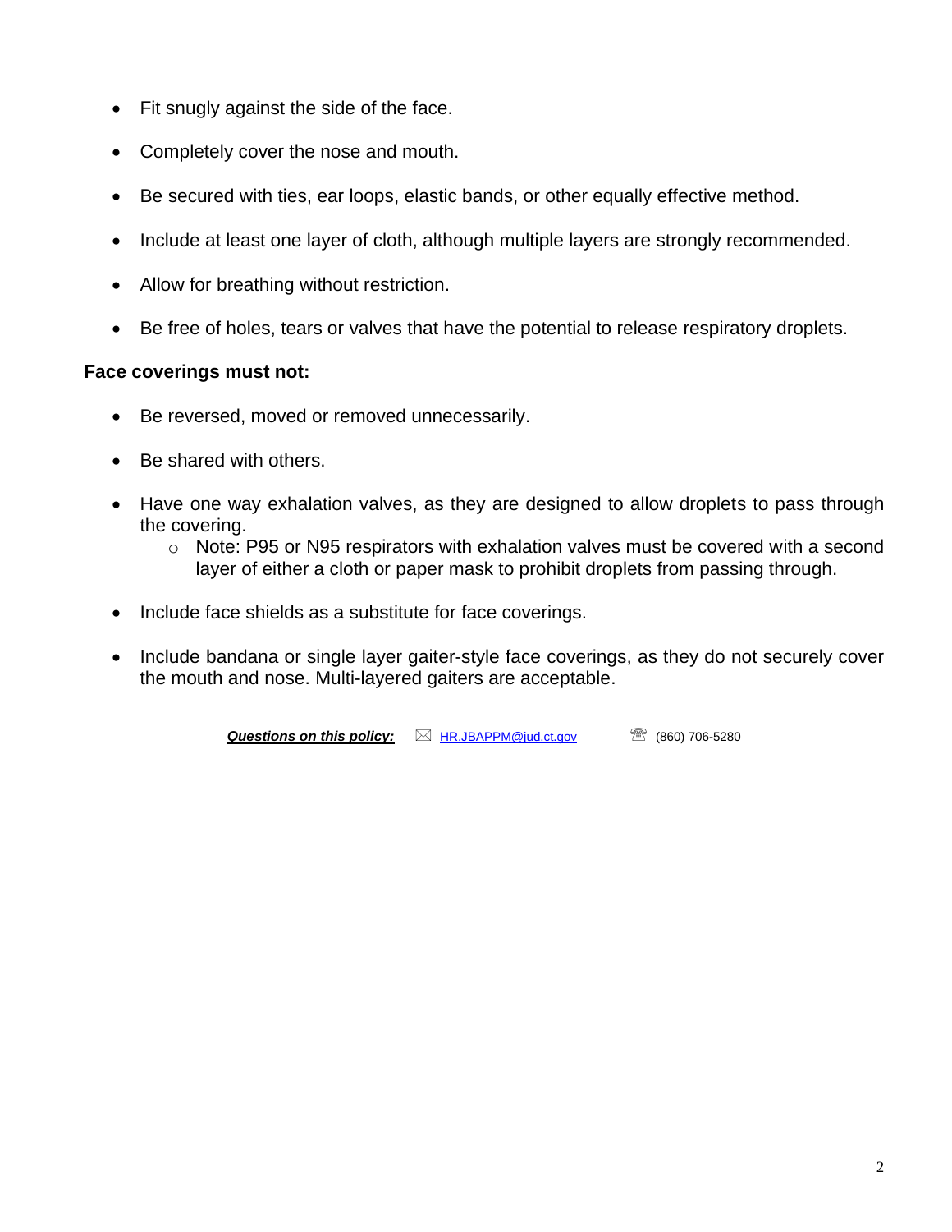- Fit snugly against the side of the face.
- Completely cover the nose and mouth.
- Be secured with ties, ear loops, elastic bands, or other equally effective method.
- Include at least one layer of cloth, although multiple layers are strongly recommended.
- Allow for breathing without restriction.
- Be free of holes, tears or valves that have the potential to release respiratory droplets.

**Face coverings must not:**

- Be reversed, moved or removed unnecessarily.
- Be shared with others.
- Have one way exhalation valves, as they are designed to allow droplets to pass through the covering.
  - Note: P95 or N95 respirators with exhalation valves must be covered with a second layer of either a cloth or paper mask to prohibit droplets from passing through.
- Include face shields as a substitute for face coverings.
- Include bandana or single layer gaiter-style face coverings, as they do not securely cover the mouth and nose. Multi-layered gaiters are acceptable.

***Questions on this policy:*** ✉ HR.JBAPPM@jud.ct.gov ☎ (860) 706-5280